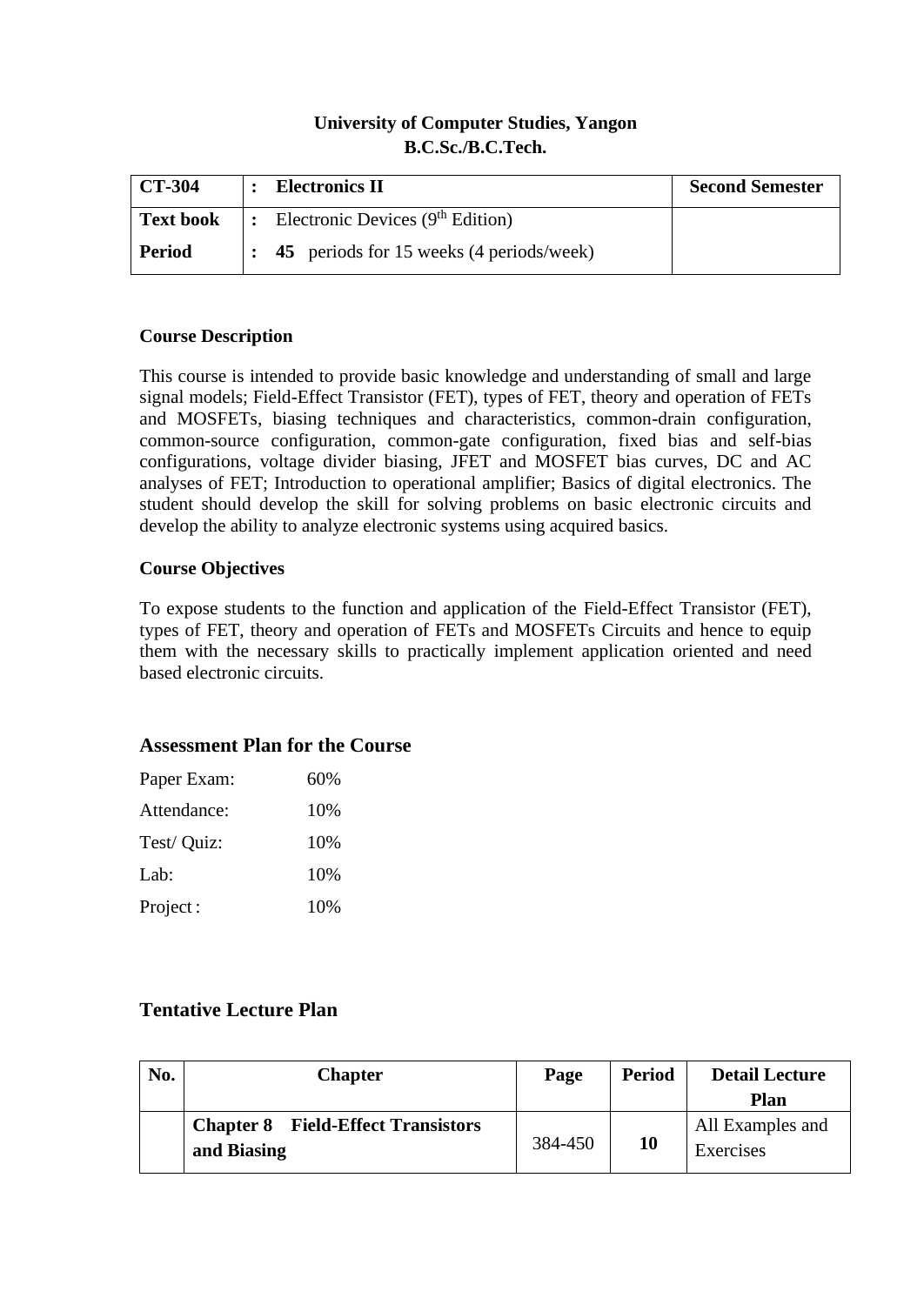**University of Computer Studies, Yangon**
**B.C.Sc./B.C.Tech.**

| **CT-304** | **:** **Electronics II** | **Second Semester** |
|---|---|---|
| **Text book** | **:** Electronic Devices ($9^{th}$ Edition) | |
| **Period** | **: 45** periods for 15 weeks (4 periods/week) | |

### Course Description

This course is intended to provide basic knowledge and understanding of small and large signal models; Field-Effect Transistor (FET), types of FET, theory and operation of FETs and MOSFETs, biasing techniques and characteristics, common-drain configuration, common-source configuration, common-gate configuration, fixed bias and self-bias configurations, voltage divider biasing, JFET and MOSFET bias curves, DC and AC analyses of FET; Introduction to operational amplifier; Basics of digital electronics. The student should develop the skill for solving problems on basic electronic circuits and develop the ability to analyze electronic systems using acquired basics.

### Course Objectives

To expose students to the function and application of the Field-Effect Transistor (FET), types of FET, theory and operation of FETs and MOSFETs Circuits and hence to equip them with the necessary skills to practically implement application oriented and need based electronic circuits.

## Assessment Plan for the Course

Paper Exam: 60%

Attendance: 10%

Test/ Quiz: 10%

Lab: 10%

Project : 10%

## Tentative Lecture Plan

| No. | Chapter | Page | Period | Detail Lecture Plan |
|---|---|---|---|---|
| | **Chapter 8 Field-Effect Transistors and Biasing** | 384-450 | **10** | All Examples and Exercises |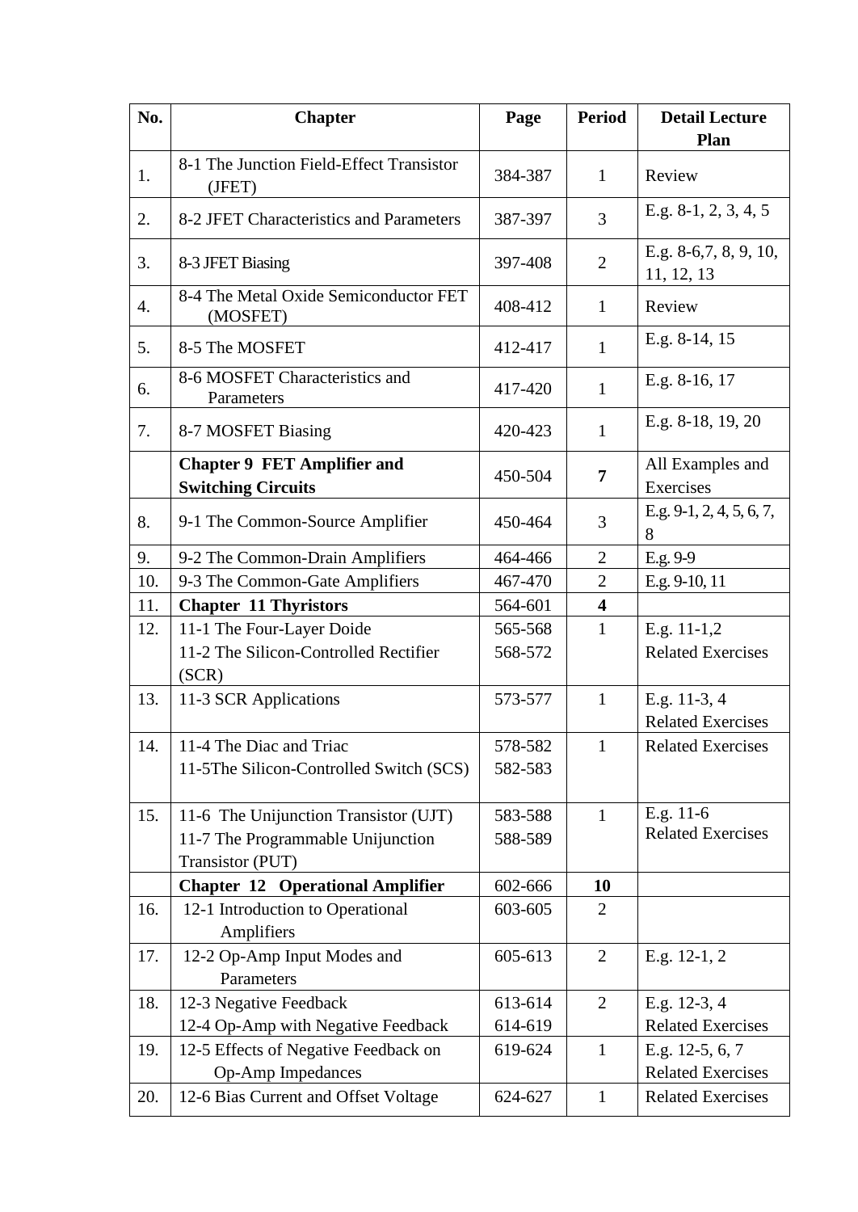| No. | Chapter | Page | Period | Detail Lecture Plan |
|---|---|---|---|---|
| 1. | 8-1 The Junction Field-Effect Transistor (JFET) | 384-387 | 1 | Review |
| 2. | 8-2 JFET Characteristics and Parameters | 387-397 | 3 | E.g. 8-1, 2, 3, 4, 5 |
| 3. | 8-3 JFET Biasing | 397-408 | 2 | E.g. 8-6,7, 8, 9, 10, 11, 12, 13 |
| 4. | 8-4 The Metal Oxide Semiconductor FET (MOSFET) | 408-412 | 1 | Review |
| 5. | 8-5 The MOSFET | 412-417 | 1 | E.g. 8-14, 15 |
| 6. | 8-6 MOSFET Characteristics and Parameters | 417-420 | 1 | E.g. 8-16, 17 |
| 7. | 8-7 MOSFET Biasing | 420-423 | 1 | E.g. 8-18, 19, 20 |
| | **Chapter 9 FET Amplifier and Switching Circuits** | 450-504 | **7** | All Examples and Exercises |
| 8. | 9-1 The Common-Source Amplifier | 450-464 | 3 | E.g. 9-1, 2, 4, 5, 6, 7, 8 |
| 9. | 9-2 The Common-Drain Amplifiers | 464-466 | 2 | E.g. 9-9 |
| 10. | 9-3 The Common-Gate Amplifiers | 467-470 | 2 | E.g. 9-10, 11 |
| 11. | **Chapter 11 Thyristors** | 564-601 | **4** | |
| 12. | 11-1 The Four-Layer Doide<br>11-2 The Silicon-Controlled Rectifier (SCR) | 565-568<br>568-572 | 1 | E.g. 11-1,2<br>Related Exercises |
| 13. | 11-3 SCR Applications | 573-577 | 1 | E.g. 11-3, 4<br>Related Exercises |
| 14. | 11-4 The Diac and Triac<br>11-5The Silicon-Controlled Switch (SCS) | 578-582<br>582-583 | 1 | Related Exercises |
| 15. | 11-6 The Unijunction Transistor (UJT)<br>11-7 The Programmable Unijunction Transistor (PUT) | 583-588<br>588-589 | 1 | E.g. 11-6<br>Related Exercises |
| | **Chapter 12 Operational Amplifier** | 602-666 | **10** | |
| 16. | 12-1 Introduction to Operational Amplifiers | 603-605 | 2 | |
| 17. | 12-2 Op-Amp Input Modes and Parameters | 605-613 | 2 | E.g. 12-1, 2 |
| 18. | 12-3 Negative Feedback<br>12-4 Op-Amp with Negative Feedback | 613-614<br>614-619 | 2 | E.g. 12-3, 4<br>Related Exercises |
| 19. | 12-5 Effects of Negative Feedback on Op-Amp Impedances | 619-624 | 1 | E.g. 12-5, 6, 7<br>Related Exercises |
| 20. | 12-6 Bias Current and Offset Voltage | 624-627 | 1 | Related Exercises |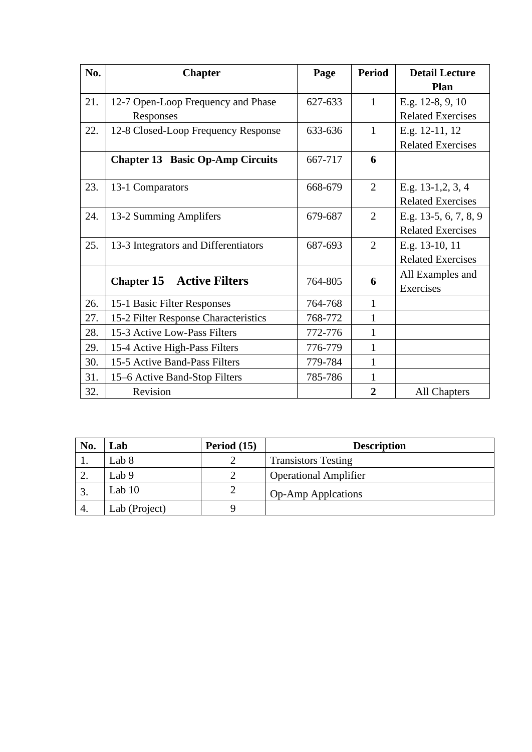| No. | Chapter | Page | Period | Detail Lecture Plan |
|---|---|---|---|---|
| 21. | 12-7 Open-Loop Frequency and Phase Responses | 627-633 | 1 | E.g. 12-8, 9, 10 Related Exercises |
| 22. | 12-8 Closed-Loop Frequency Response | 633-636 | 1 | E.g. 12-11, 12 Related Exercises |
| | **Chapter 13 Basic Op-Amp Circuits** | 667-717 | **6** | |
| 23. | 13-1 Comparators | 668-679 | 2 | E.g. 13-1,2, 3, 4 Related Exercises |
| 24. | 13-2 Summing Amplifers | 679-687 | 2 | E.g. 13-5, 6, 7, 8, 9 Related Exercises |
| 25. | 13-3 Integrators and Differentiators | 687-693 | 2 | E.g. 13-10, 11 Related Exercises |
| | **Chapter 15 Active Filters** | 764-805 | **6** | All Examples and Exercises |
| 26. | 15-1 Basic Filter Responses | 764-768 | 1 | |
| 27. | 15-2 Filter Response Characteristics | 768-772 | 1 | |
| 28. | 15-3 Active Low-Pass Filters | 772-776 | 1 | |
| 29. | 15-4 Active High-Pass Filters | 776-779 | 1 | |
| 30. | 15-5 Active Band-Pass Filters | 779-784 | 1 | |
| 31. | 15–6 Active Band-Stop Filters | 785-786 | 1 | |
| 32. | Revision | | **2** | All Chapters |

| No. | Lab | Period (15) | Description |
|---|---|---|---|
| 1. | Lab 8 | 2 | Transistors Testing |
| 2. | Lab 9 | 2 | Operational Amplifier |
| 3. | Lab 10 | 2 | Op-Amp Applcations |
| 4. | Lab (Project) | 9 | |